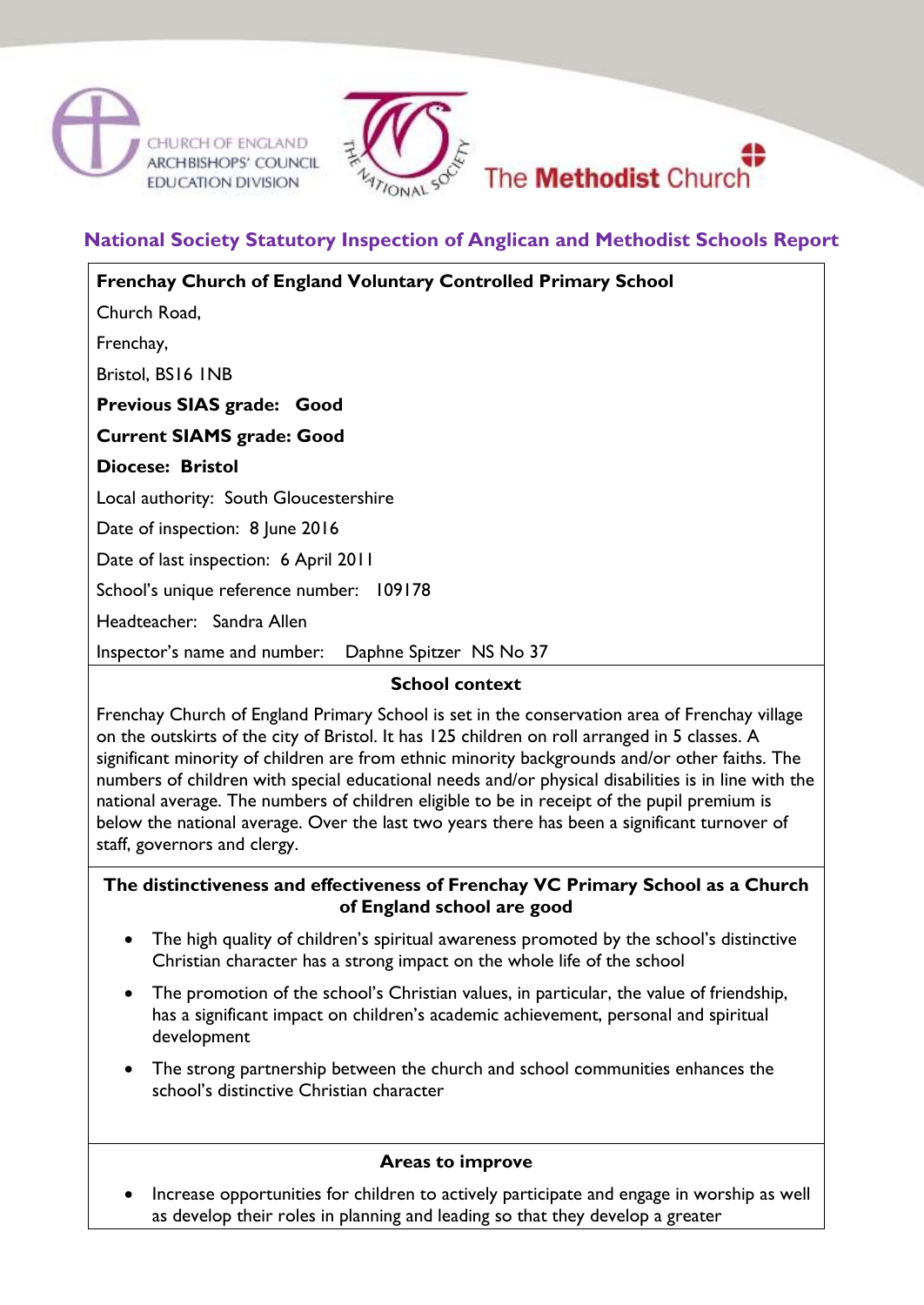CHURCH OF ENGLAND ARCHBISHOPS' COUNCIL EDUCATION DIVISION

THE NATIONAL SOCIETY

The Methodist Church

# National Society Statutory Inspection of Anglican and Methodist Schools Report

**Frenchay Church of England Voluntary Controlled Primary School**

Church Road,

Frenchay,

Bristol, BS16 1NB

**Previous SIAS grade: Good**

**Current SIAMS grade: Good**

**Diocese: Bristol**

Local authority: South Gloucestershire

Date of inspection: 8 June 2016

Date of last inspection: 6 April 2011

School's unique reference number: 109178

Headteacher: Sandra Allen

Inspector's name and number: Daphne Spitzer NS No 37

## School context

Frenchay Church of England Primary School is set in the conservation area of Frenchay village on the outskirts of the city of Bristol. It has 125 children on roll arranged in 5 classes. A significant minority of children are from ethnic minority backgrounds and/or other faiths. The numbers of children with special educational needs and/or physical disabilities is in line with the national average. The numbers of children eligible to be in receipt of the pupil premium is below the national average. Over the last two years there has been a significant turnover of staff, governors and clergy.

## The distinctiveness and effectiveness of Frenchay VC Primary School as a Church of England school are good

- The high quality of children's spiritual awareness promoted by the school's distinctive Christian character has a strong impact on the whole life of the school
- The promotion of the school's Christian values, in particular, the value of friendship, has a significant impact on children's academic achievement, personal and spiritual development
- The strong partnership between the church and school communities enhances the school's distinctive Christian character

## Areas to improve

- Increase opportunities for children to actively participate and engage in worship as well as develop their roles in planning and leading so that they develop a greater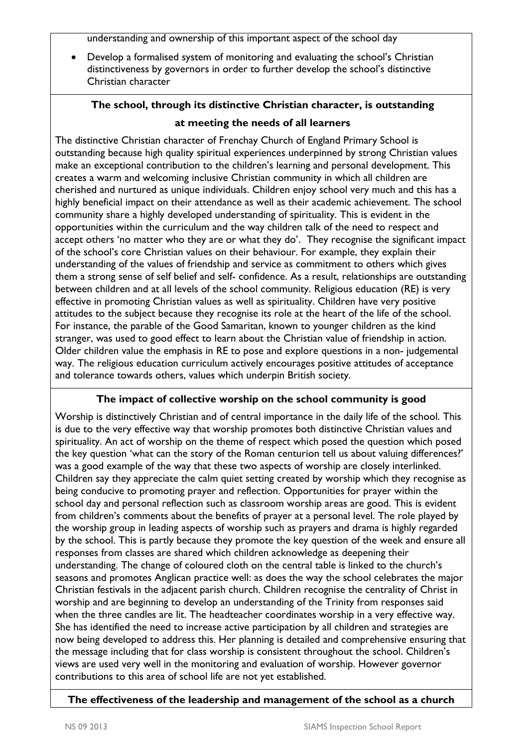understanding and ownership of this important aspect of the school day

- Develop a formalised system of monitoring and evaluating the school's Christian distinctiveness by governors in order to further develop the school's distinctive Christian character

**The school, through its distinctive Christian character, is outstanding at meeting the needs of all learners**

The distinctive Christian character of Frenchay Church of England Primary School is outstanding because high quality spiritual experiences underpinned by strong Christian values make an exceptional contribution to the children's learning and personal development. This creates a warm and welcoming inclusive Christian community in which all children are cherished and nurtured as unique individuals. Children enjoy school very much and this has a highly beneficial impact on their attendance as well as their academic achievement. The school community share a highly developed understanding of spirituality. This is evident in the opportunities within the curriculum and the way children talk of the need to respect and accept others 'no matter who they are or what they do'. They recognise the significant impact of the school's core Christian values on their behaviour. For example, they explain their understanding of the values of friendship and service as commitment to others which gives them a strong sense of self belief and self- confidence. As a result, relationships are outstanding between children and at all levels of the school community. Religious education (RE) is very effective in promoting Christian values as well as spirituality. Children have very positive attitudes to the subject because they recognise its role at the heart of the life of the school. For instance, the parable of the Good Samaritan, known to younger children as the kind stranger, was used to good effect to learn about the Christian value of friendship in action. Older children value the emphasis in RE to pose and explore questions in a non- judgemental way. The religious education curriculum actively encourages positive attitudes of acceptance and tolerance towards others, values which underpin British society.

**The impact of collective worship on the school community is good**

Worship is distinctively Christian and of central importance in the daily life of the school. This is due to the very effective way that worship promotes both distinctive Christian values and spirituality. An act of worship on the theme of respect which posed the question which posed the key question 'what can the story of the Roman centurion tell us about valuing differences?' was a good example of the way that these two aspects of worship are closely interlinked. Children say they appreciate the calm quiet setting created by worship which they recognise as being conducive to promoting prayer and reflection. Opportunities for prayer within the school day and personal reflection such as classroom worship areas are good. This is evident from children's comments about the benefits of prayer at a personal level. The role played by the worship group in leading aspects of worship such as prayers and drama is highly regarded by the school. This is partly because they promote the key question of the week and ensure all responses from classes are shared which children acknowledge as deepening their understanding. The change of coloured cloth on the central table is linked to the church's seasons and promotes Anglican practice well: as does the way the school celebrates the major Christian festivals in the adjacent parish church. Children recognise the centrality of Christ in worship and are beginning to develop an understanding of the Trinity from responses said when the three candles are lit. The headteacher coordinates worship in a very effective way. She has identified the need to increase active participation by all children and strategies are now being developed to address this. Her planning is detailed and comprehensive ensuring that the message including that for class worship is consistent throughout the school. Children's views are used very well in the monitoring and evaluation of worship. However governor contributions to this area of school life are not yet established.

**The effectiveness of the leadership and management of the school as a church**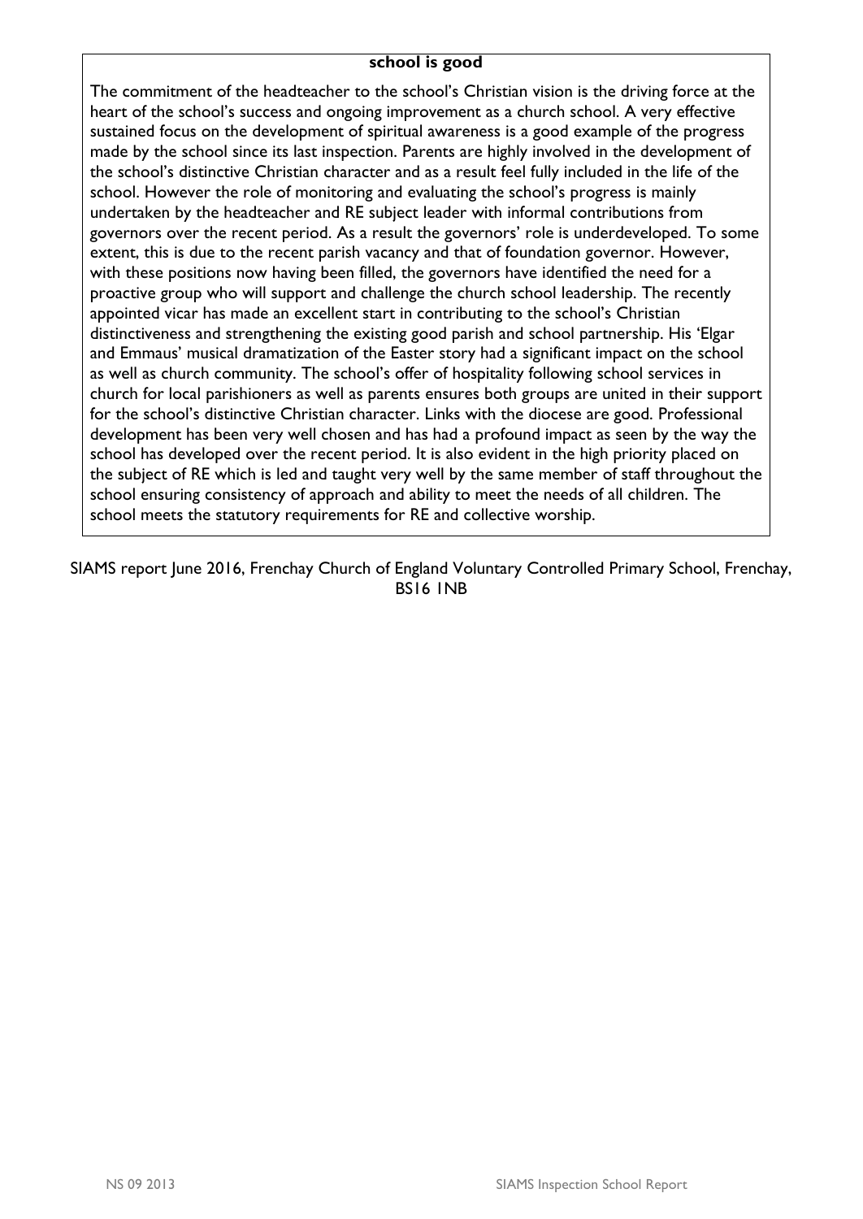**school is good**

The commitment of the headteacher to the school's Christian vision is the driving force at the heart of the school's success and ongoing improvement as a church school. A very effective sustained focus on the development of spiritual awareness is a good example of the progress made by the school since its last inspection. Parents are highly involved in the development of the school's distinctive Christian character and as a result feel fully included in the life of the school. However the role of monitoring and evaluating the school's progress is mainly undertaken by the headteacher and RE subject leader with informal contributions from governors over the recent period. As a result the governors' role is underdeveloped. To some extent, this is due to the recent parish vacancy and that of foundation governor. However, with these positions now having been filled, the governors have identified the need for a proactive group who will support and challenge the church school leadership. The recently appointed vicar has made an excellent start in contributing to the school's Christian distinctiveness and strengthening the existing good parish and school partnership. His 'Elgar and Emmaus' musical dramatization of the Easter story had a significant impact on the school as well as church community. The school's offer of hospitality following school services in church for local parishioners as well as parents ensures both groups are united in their support for the school's distinctive Christian character. Links with the diocese are good. Professional development has been very well chosen and has had a profound impact as seen by the way the school has developed over the recent period. It is also evident in the high priority placed on the subject of RE which is led and taught very well by the same member of staff throughout the school ensuring consistency of approach and ability to meet the needs of all children. The school meets the statutory requirements for RE and collective worship.

SIAMS report June 2016, Frenchay Church of England Voluntary Controlled Primary School, Frenchay, BS16 1NB